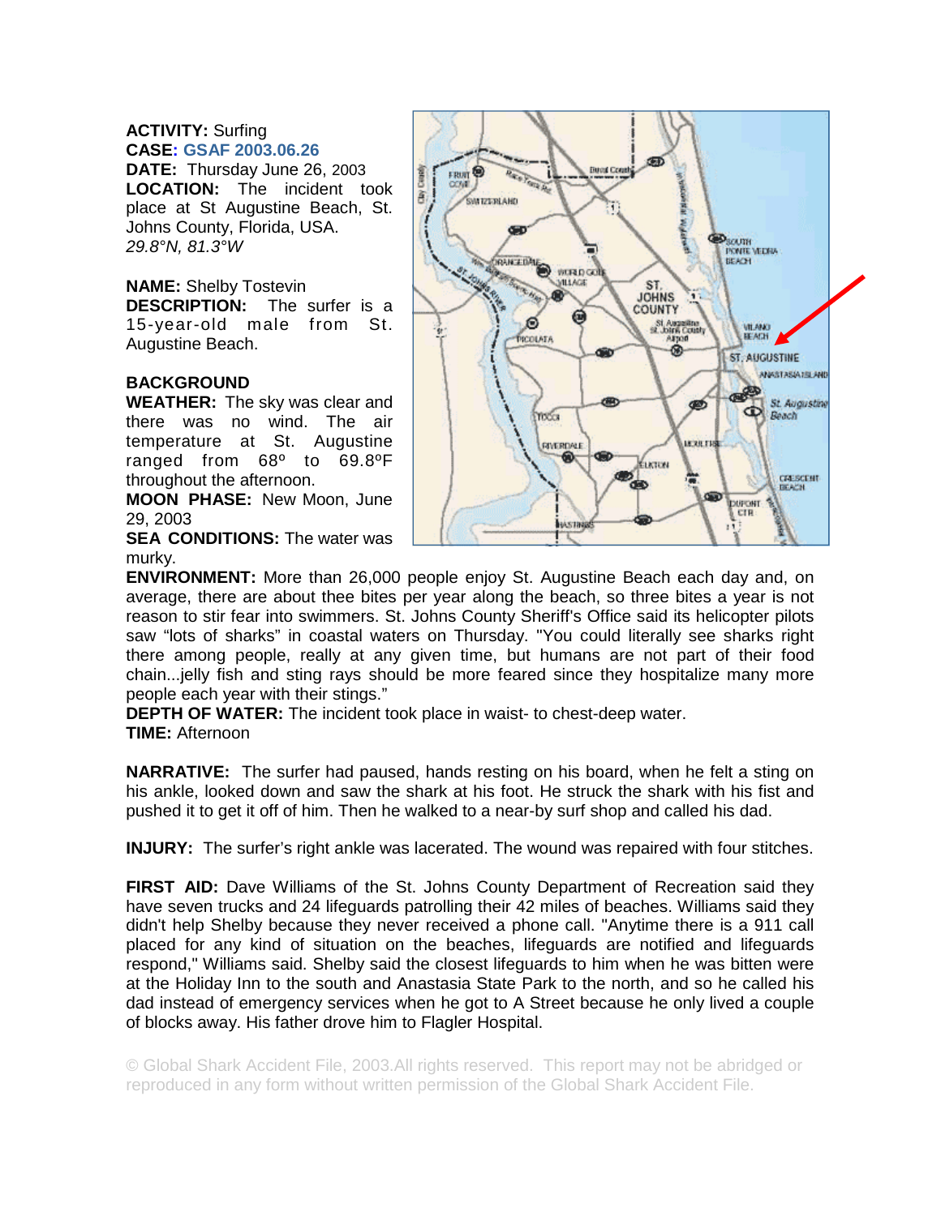**ACTIVITY:** Surfing
**CASE: GSAF 2003.06.26**
**DATE:** Thursday June 26, 2003
**LOCATION:** The incident took place at St Augustine Beach, St. Johns County, Florida, USA.
*29.8°N, 81.3°W*

**NAME:** Shelby Tostevin
**DESCRIPTION:** The surfer is a 15-year-old male from St. Augustine Beach.

**BACKGROUND**
**WEATHER:** The sky was clear and there was no wind. The air temperature at St. Augustine ranged from 68º to 69.8ºF throughout the afternoon.
**MOON PHASE:** New Moon, June 29, 2003
**SEA CONDITIONS:** The water was murky.
**ENVIRONMENT:** More than 26,000 people enjoy St. Augustine Beach each day and, on average, there are about thee bites per year along the beach, so three bites a year is not reason to stir fear into swimmers. St. Johns County Sheriff's Office said its helicopter pilots saw "lots of sharks" in coastal waters on Thursday. "You could literally see sharks right there among people, really at any given time, but humans are not part of their food chain...jelly fish and sting rays should be more feared since they hospitalize many more people each year with their stings."
**DEPTH OF WATER:** The incident took place in waist- to chest-deep water.
**TIME:** Afternoon

**NARRATIVE:** The surfer had paused, hands resting on his board, when he felt a sting on his ankle, looked down and saw the shark at his foot. He struck the shark with his fist and pushed it to get it off of him. Then he walked to a near-by surf shop and called his dad.

**INJURY:** The surfer's right ankle was lacerated. The wound was repaired with four stitches.

**FIRST AID:** Dave Williams of the St. Johns County Department of Recreation said they have seven trucks and 24 lifeguards patrolling their 42 miles of beaches. Williams said they didn't help Shelby because they never received a phone call. "Anytime there is a 911 call placed for any kind of situation on the beaches, lifeguards are notified and lifeguards respond," Williams said. Shelby said the closest lifeguards to him when he was bitten were at the Holiday Inn to the south and Anastasia State Park to the north, and so he called his dad instead of emergency services when he got to A Street because he only lived a couple of blocks away. His father drove him to Flagler Hospital.

© Global Shark Accident File, 2003.All rights reserved. This report may not be abridged or reproduced in any form without written permission of the Global Shark Accident File.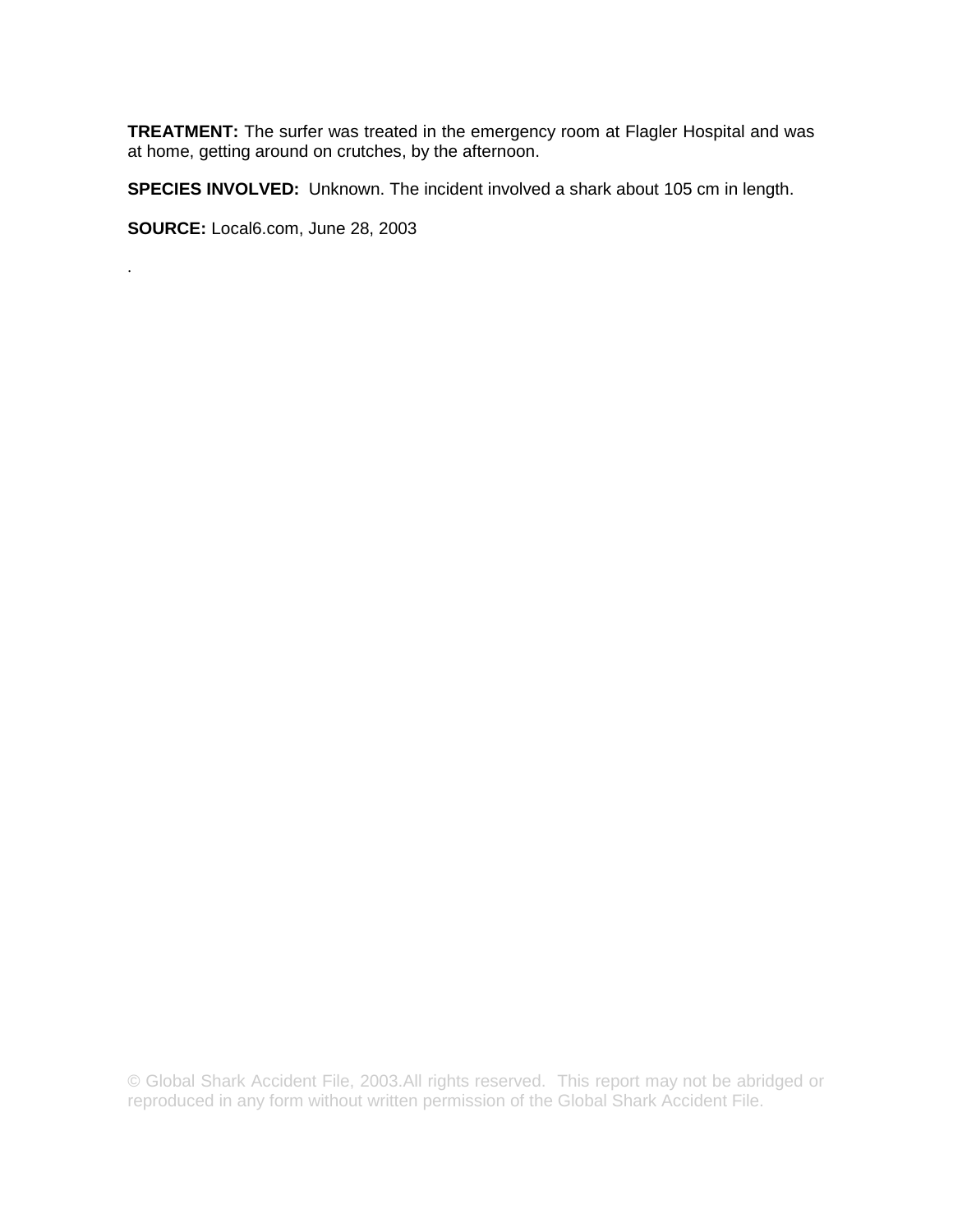**TREATMENT:** The surfer was treated in the emergency room at Flagler Hospital and was at home, getting around on crutches, by the afternoon.

**SPECIES INVOLVED:** Unknown. The incident involved a shark about 105 cm in length.

**SOURCE:** Local6.com, June 28, 2003

.

© Global Shark Accident File, 2003.All rights reserved. This report may not be abridged or reproduced in any form without written permission of the Global Shark Accident File.